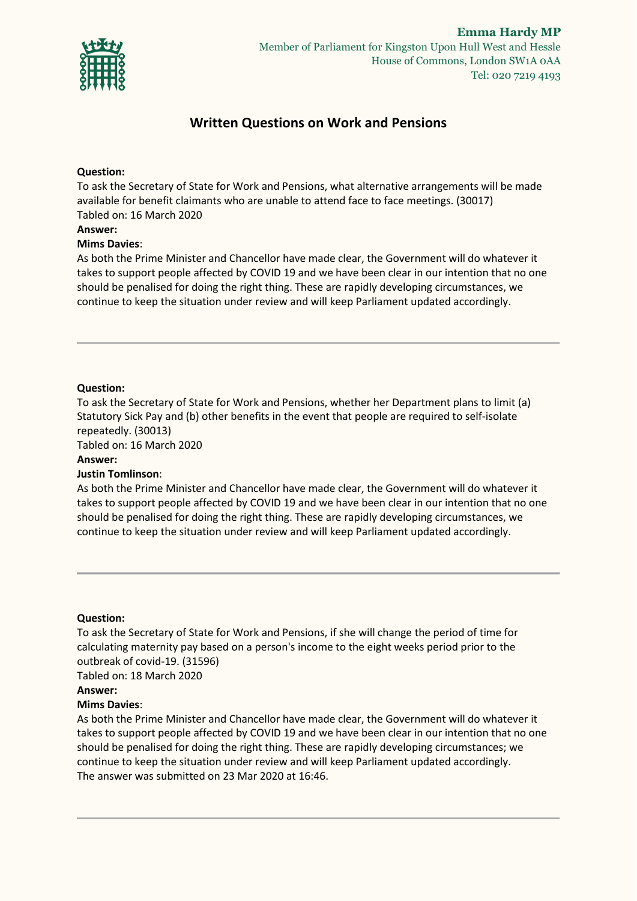**Emma Hardy MP**
Member of Parliament for Kingston Upon Hull West and Hessle
House of Commons, London SW1A 0AA
Tel: 020 7219 4193

# Written Questions on Work and Pensions

**Question:**
To ask the Secretary of State for Work and Pensions, what alternative arrangements will be made available for benefit claimants who are unable to attend face to face meetings. (30017)
Tabled on: 16 March 2020
**Answer:**
**Mims Davies**:
As both the Prime Minister and Chancellor have made clear, the Government will do whatever it takes to support people affected by COVID 19 and we have been clear in our intention that no one should be penalised for doing the right thing. These are rapidly developing circumstances, we continue to keep the situation under review and will keep Parliament updated accordingly.

---

**Question:**
To ask the Secretary of State for Work and Pensions, whether her Department plans to limit (a) Statutory Sick Pay and (b) other benefits in the event that people are required to self-isolate repeatedly. (30013)
Tabled on: 16 March 2020
**Answer:**
**Justin Tomlinson**:
As both the Prime Minister and Chancellor have made clear, the Government will do whatever it takes to support people affected by COVID 19 and we have been clear in our intention that no one should be penalised for doing the right thing. These are rapidly developing circumstances, we continue to keep the situation under review and will keep Parliament updated accordingly.

---

**Question:**
To ask the Secretary of State for Work and Pensions, if she will change the period of time for calculating maternity pay based on a person's income to the eight weeks period prior to the outbreak of covid-19. (31596)
Tabled on: 18 March 2020
**Answer:**
**Mims Davies**:
As both the Prime Minister and Chancellor have made clear, the Government will do whatever it takes to support people affected by COVID 19 and we have been clear in our intention that no one should be penalised for doing the right thing. These are rapidly developing circumstances; we continue to keep the situation under review and will keep Parliament updated accordingly.
The answer was submitted on 23 Mar 2020 at 16:46.

---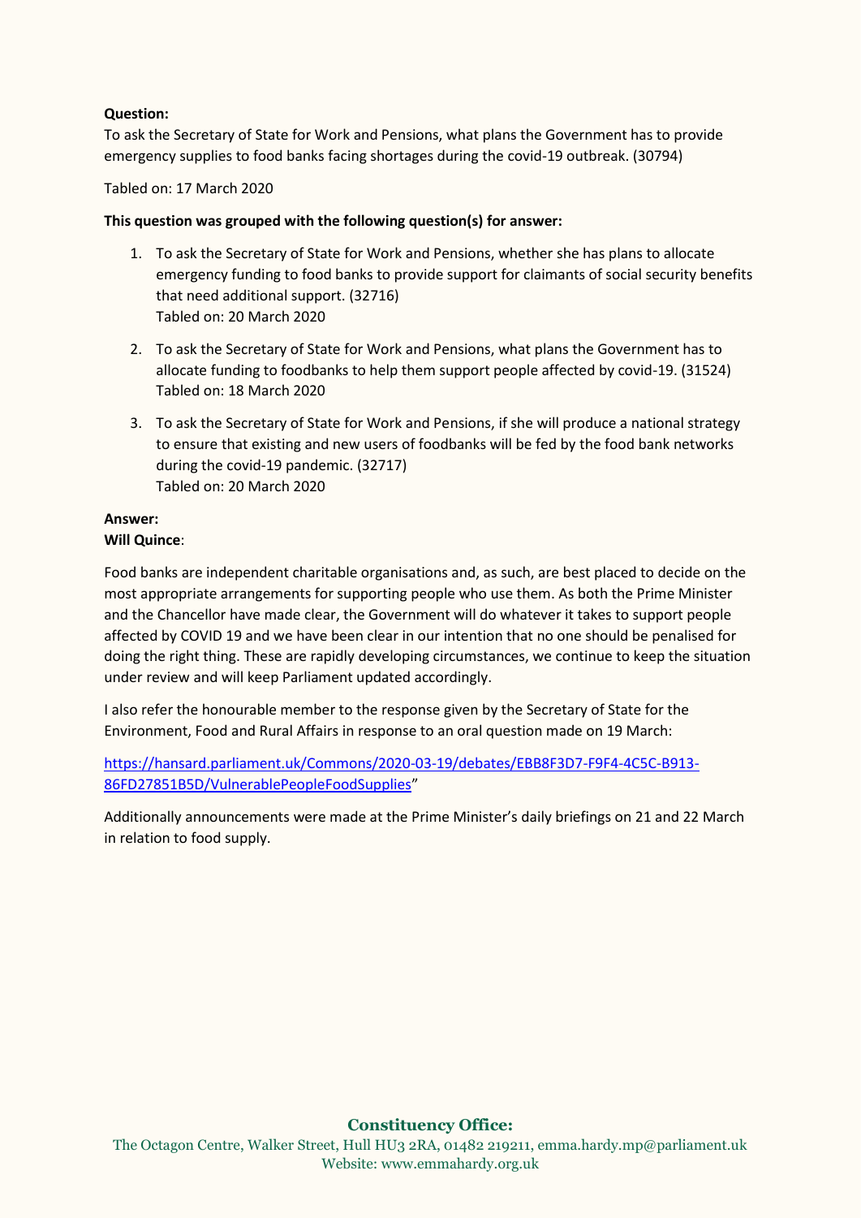**Question:**
To ask the Secretary of State for Work and Pensions, what plans the Government has to provide emergency supplies to food banks facing shortages during the covid-19 outbreak. (30794)

Tabled on: 17 March 2020

**This question was grouped with the following question(s) for answer:**

1. To ask the Secretary of State for Work and Pensions, whether she has plans to allocate emergency funding to food banks to provide support for claimants of social security benefits that need additional support. (32716)
   Tabled on: 20 March 2020
2. To ask the Secretary of State for Work and Pensions, what plans the Government has to allocate funding to foodbanks to help them support people affected by covid-19. (31524)
   Tabled on: 18 March 2020
3. To ask the Secretary of State for Work and Pensions, if she will produce a national strategy to ensure that existing and new users of foodbanks will be fed by the food bank networks during the covid-19 pandemic. (32717)
   Tabled on: 20 March 2020

**Answer:**
**Will Quince**:

Food banks are independent charitable organisations and, as such, are best placed to decide on the most appropriate arrangements for supporting people who use them. As both the Prime Minister and the Chancellor have made clear, the Government will do whatever it takes to support people affected by COVID 19 and we have been clear in our intention that no one should be penalised for doing the right thing. These are rapidly developing circumstances, we continue to keep the situation under review and will keep Parliament updated accordingly.

I also refer the honourable member to the response given by the Secretary of State for the Environment, Food and Rural Affairs in response to an oral question made on 19 March:

[https://hansard.parliament.uk/Commons/2020-03-19/debates/EBB8F3D7-F9F4-4C5C-B913-86FD27851B5D/VulnerablePeopleFoodSupplies](https://hansard.parliament.uk/Commons/2020-03-19/debates/EBB8F3D7-F9F4-4C5C-B913-86FD27851B5D/VulnerablePeopleFoodSupplies)"

Additionally announcements were made at the Prime Minister's daily briefings on 21 and 22 March in relation to food supply.

**Constituency Office:**
The Octagon Centre, Walker Street, Hull HU3 2RA, 01482 219211, emma.hardy.mp@parliament.uk
Website: www.emmahardy.org.uk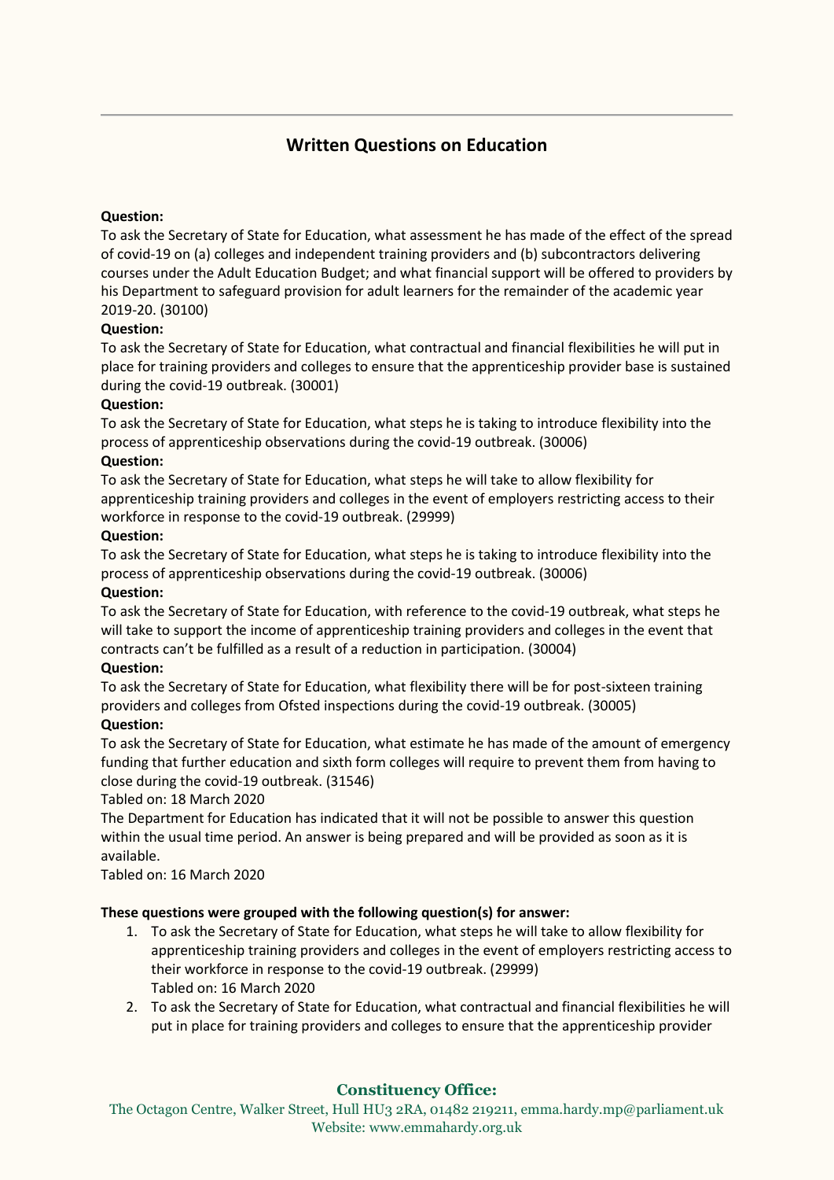## Written Questions on Education

**Question:**
To ask the Secretary of State for Education, what assessment he has made of the effect of the spread of covid-19 on (a) colleges and independent training providers and (b) subcontractors delivering courses under the Adult Education Budget; and what financial support will be offered to providers by his Department to safeguard provision for adult learners for the remainder of the academic year 2019-20. (30100)

**Question:**
To ask the Secretary of State for Education, what contractual and financial flexibilities he will put in place for training providers and colleges to ensure that the apprenticeship provider base is sustained during the covid-19 outbreak. (30001)

**Question:**
To ask the Secretary of State for Education, what steps he is taking to introduce flexibility into the process of apprenticeship observations during the covid-19 outbreak. (30006)

**Question:**
To ask the Secretary of State for Education, what steps he will take to allow flexibility for apprenticeship training providers and colleges in the event of employers restricting access to their workforce in response to the covid-19 outbreak. (29999)

**Question:**
To ask the Secretary of State for Education, what steps he is taking to introduce flexibility into the process of apprenticeship observations during the covid-19 outbreak. (30006)

**Question:**
To ask the Secretary of State for Education, with reference to the covid-19 outbreak, what steps he will take to support the income of apprenticeship training providers and colleges in the event that contracts can't be fulfilled as a result of a reduction in participation. (30004)

**Question:**
To ask the Secretary of State for Education, what flexibility there will be for post-sixteen training providers and colleges from Ofsted inspections during the covid-19 outbreak. (30005)

**Question:**
To ask the Secretary of State for Education, what estimate he has made of the amount of emergency funding that further education and sixth form colleges will require to prevent them from having to close during the covid-19 outbreak. (31546)

Tabled on: 18 March 2020

The Department for Education has indicated that it will not be possible to answer this question within the usual time period. An answer is being prepared and will be provided as soon as it is available.

Tabled on: 16 March 2020

**These questions were grouped with the following question(s) for answer:**

1. To ask the Secretary of State for Education, what steps he will take to allow flexibility for apprenticeship training providers and colleges in the event of employers restricting access to their workforce in response to the covid-19 outbreak. (29999)
   Tabled on: 16 March 2020
2. To ask the Secretary of State for Education, what contractual and financial flexibilities he will put in place for training providers and colleges to ensure that the apprenticeship provider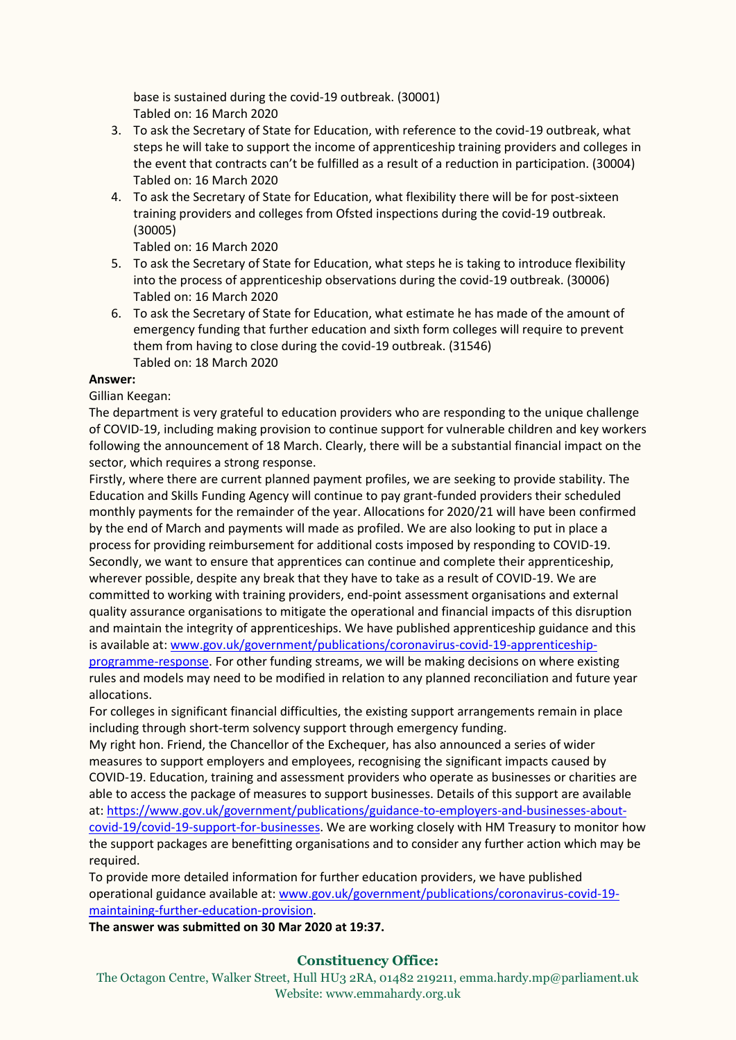base is sustained during the covid-19 outbreak. (30001)
Tabled on: 16 March 2020

3. To ask the Secretary of State for Education, with reference to the covid-19 outbreak, what steps he will take to support the income of apprenticeship training providers and colleges in the event that contracts can't be fulfilled as a result of a reduction in participation. (30004)
Tabled on: 16 March 2020
4. To ask the Secretary of State for Education, what flexibility there will be for post-sixteen training providers and colleges from Ofsted inspections during the covid-19 outbreak. (30005)
Tabled on: 16 March 2020
5. To ask the Secretary of State for Education, what steps he is taking to introduce flexibility into the process of apprenticeship observations during the covid-19 outbreak. (30006)
Tabled on: 16 March 2020
6. To ask the Secretary of State for Education, what estimate he has made of the amount of emergency funding that further education and sixth form colleges will require to prevent them from having to close during the covid-19 outbreak. (31546)
Tabled on: 18 March 2020

**Answer:**

Gillian Keegan:

The department is very grateful to education providers who are responding to the unique challenge of COVID-19, including making provision to continue support for vulnerable children and key workers following the announcement of 18 March. Clearly, there will be a substantial financial impact on the sector, which requires a strong response.

Firstly, where there are current planned payment profiles, we are seeking to provide stability. The Education and Skills Funding Agency will continue to pay grant-funded providers their scheduled monthly payments for the remainder of the year. Allocations for 2020/21 will have been confirmed by the end of March and payments will made as profiled. We are also looking to put in place a process for providing reimbursement for additional costs imposed by responding to COVID-19.

Secondly, we want to ensure that apprentices can continue and complete their apprenticeship, wherever possible, despite any break that they have to take as a result of COVID-19. We are committed to working with training providers, end-point assessment organisations and external quality assurance organisations to mitigate the operational and financial impacts of this disruption and maintain the integrity of apprenticeships. We have published apprenticeship guidance and this is available at: [www.gov.uk/government/publications/coronavirus-covid-19-apprenticeship-programme-response](http://www.gov.uk/government/publications/coronavirus-covid-19-apprenticeship-programme-response). For other funding streams, we will be making decisions on where existing rules and models may need to be modified in relation to any planned reconciliation and future year allocations.

For colleges in significant financial difficulties, the existing support arrangements remain in place including through short-term solvency support through emergency funding.

My right hon. Friend, the Chancellor of the Exchequer, has also announced a series of wider measures to support employers and employees, recognising the significant impacts caused by COVID-19. Education, training and assessment providers who operate as businesses or charities are able to access the package of measures to support businesses. Details of this support are available at: [https://www.gov.uk/government/publications/guidance-to-employers-and-businesses-about-covid-19/covid-19-support-for-businesses](https://www.gov.uk/government/publications/guidance-to-employers-and-businesses-about-covid-19/covid-19-support-for-businesses). We are working closely with HM Treasury to monitor how the support packages are benefitting organisations and to consider any further action which may be required.

To provide more detailed information for further education providers, we have published operational guidance available at: [www.gov.uk/government/publications/coronavirus-covid-19-maintaining-further-education-provision](http://www.gov.uk/government/publications/coronavirus-covid-19-maintaining-further-education-provision).

**The answer was submitted on 30 Mar 2020 at 19:37.**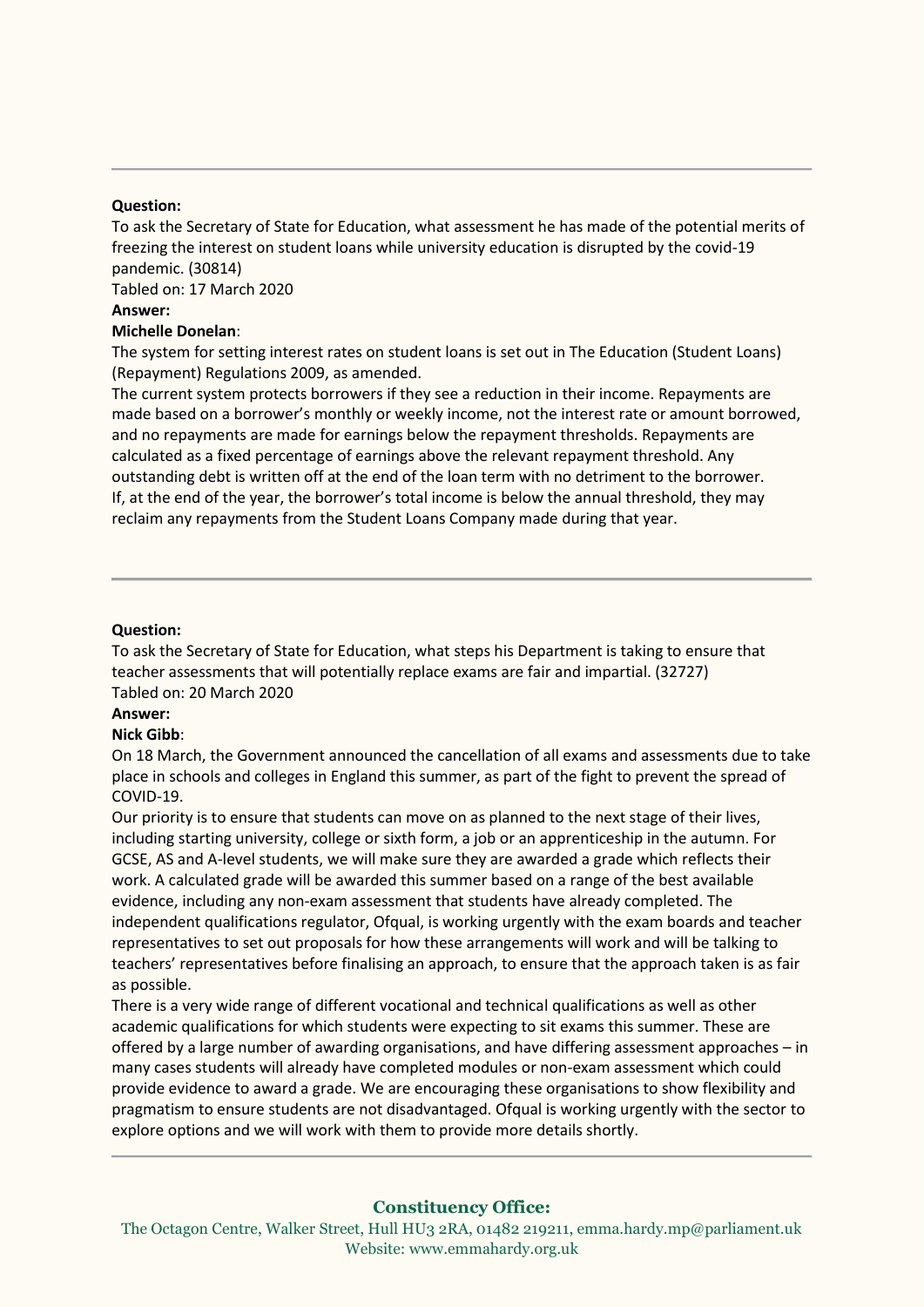---

**Question:**

To ask the Secretary of State for Education, what assessment he has made of the potential merits of freezing the interest on student loans while university education is disrupted by the covid-19 pandemic. (30814)

Tabled on: 17 March 2020

**Answer:**

**Michelle Donelan**:

The system for setting interest rates on student loans is set out in The Education (Student Loans) (Repayment) Regulations 2009, as amended.

The current system protects borrowers if they see a reduction in their income. Repayments are made based on a borrower's monthly or weekly income, not the interest rate or amount borrowed, and no repayments are made for earnings below the repayment thresholds. Repayments are calculated as a fixed percentage of earnings above the relevant repayment threshold. Any outstanding debt is written off at the end of the loan term with no detriment to the borrower.

If, at the end of the year, the borrower's total income is below the annual threshold, they may reclaim any repayments from the Student Loans Company made during that year.

---

**Question:**

To ask the Secretary of State for Education, what steps his Department is taking to ensure that teacher assessments that will potentially replace exams are fair and impartial. (32727)

Tabled on: 20 March 2020

**Answer:**

**Nick Gibb**:

On 18 March, the Government announced the cancellation of all exams and assessments due to take place in schools and colleges in England this summer, as part of the fight to prevent the spread of COVID-19.

Our priority is to ensure that students can move on as planned to the next stage of their lives, including starting university, college or sixth form, a job or an apprenticeship in the autumn. For GCSE, AS and A-level students, we will make sure they are awarded a grade which reflects their work. A calculated grade will be awarded this summer based on a range of the best available evidence, including any non-exam assessment that students have already completed. The independent qualifications regulator, Ofqual, is working urgently with the exam boards and teacher representatives to set out proposals for how these arrangements will work and will be talking to teachers' representatives before finalising an approach, to ensure that the approach taken is as fair as possible.

There is a very wide range of different vocational and technical qualifications as well as other academic qualifications for which students were expecting to sit exams this summer. These are offered by a large number of awarding organisations, and have differing assessment approaches – in many cases students will already have completed modules or non-exam assessment which could provide evidence to award a grade. We are encouraging these organisations to show flexibility and pragmatism to ensure students are not disadvantaged. Ofqual is working urgently with the sector to explore options and we will work with them to provide more details shortly.

---

**Constituency Office:**

The Octagon Centre, Walker Street, Hull HU3 2RA, 01482 219211, emma.hardy.mp@parliament.uk
Website: www.emmahardy.org.uk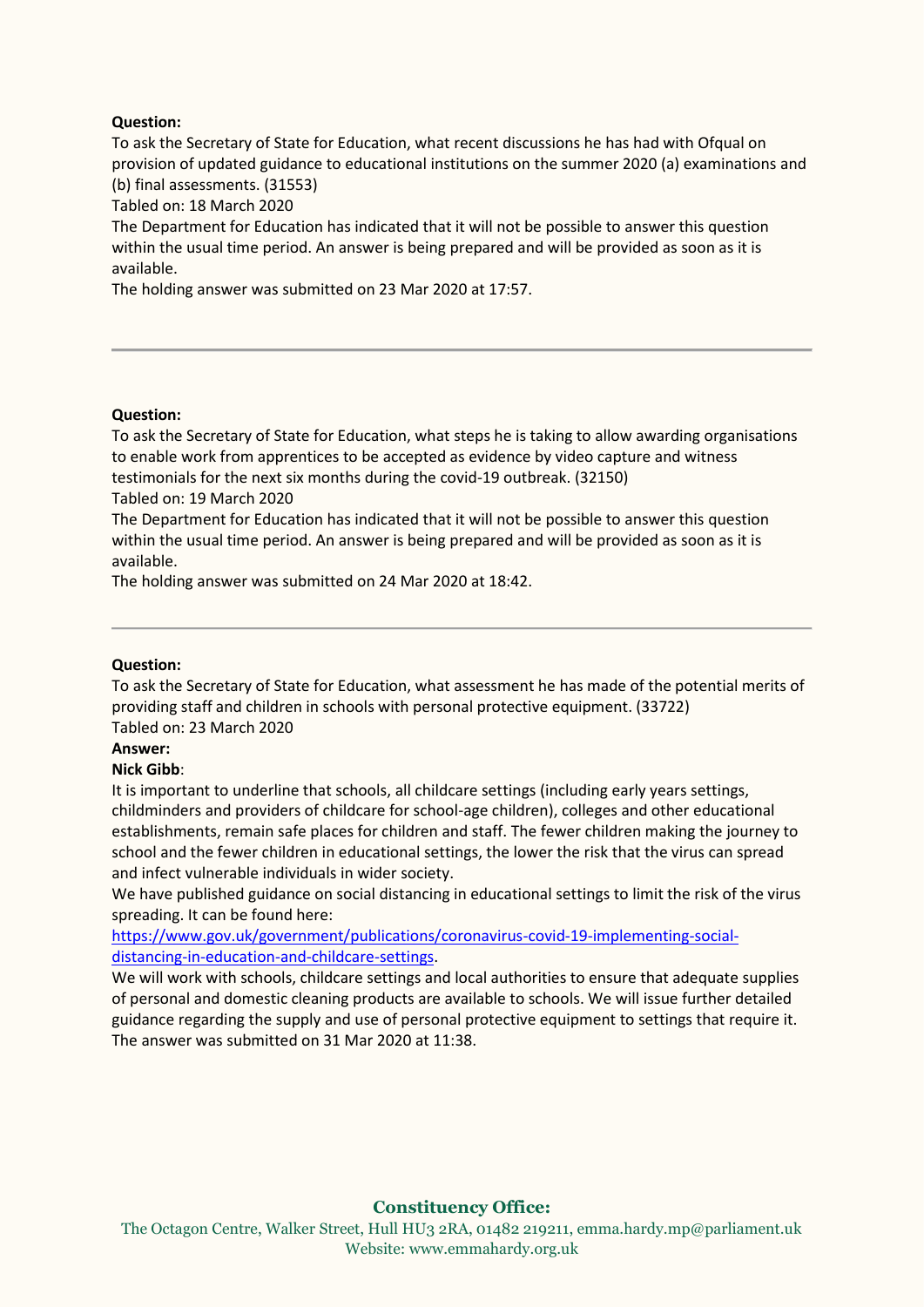**Question:**

To ask the Secretary of State for Education, what recent discussions he has had with Ofqual on provision of updated guidance to educational institutions on the summer 2020 (a) examinations and (b) final assessments. (31553)

Tabled on: 18 March 2020

The Department for Education has indicated that it will not be possible to answer this question within the usual time period. An answer is being prepared and will be provided as soon as it is available.

The holding answer was submitted on 23 Mar 2020 at 17:57.

---

**Question:**

To ask the Secretary of State for Education, what steps he is taking to allow awarding organisations to enable work from apprentices to be accepted as evidence by video capture and witness testimonials for the next six months during the covid-19 outbreak. (32150)

Tabled on: 19 March 2020

The Department for Education has indicated that it will not be possible to answer this question within the usual time period. An answer is being prepared and will be provided as soon as it is available.

The holding answer was submitted on 24 Mar 2020 at 18:42.

---

**Question:**

To ask the Secretary of State for Education, what assessment he has made of the potential merits of providing staff and children in schools with personal protective equipment. (33722)

Tabled on: 23 March 2020

**Answer:**

**Nick Gibb**:

It is important to underline that schools, all childcare settings (including early years settings, childminders and providers of childcare for school-age children), colleges and other educational establishments, remain safe places for children and staff. The fewer children making the journey to school and the fewer children in educational settings, the lower the risk that the virus can spread and infect vulnerable individuals in wider society.

We have published guidance on social distancing in educational settings to limit the risk of the virus spreading. It can be found here:

[https://www.gov.uk/government/publications/coronavirus-covid-19-implementing-social-distancing-in-education-and-childcare-settings](https://www.gov.uk/government/publications/coronavirus-covid-19-implementing-social-distancing-in-education-and-childcare-settings).

We will work with schools, childcare settings and local authorities to ensure that adequate supplies of personal and domestic cleaning products are available to schools. We will issue further detailed guidance regarding the supply and use of personal protective equipment to settings that require it.

The answer was submitted on 31 Mar 2020 at 11:38.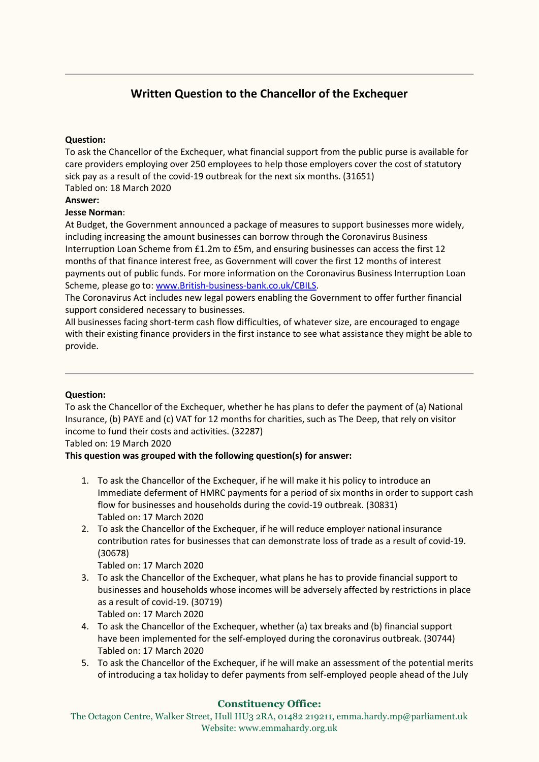## Written Question to the Chancellor of the Exchequer

**Question:**

To ask the Chancellor of the Exchequer, what financial support from the public purse is available for care providers employing over 250 employees to help those employers cover the cost of statutory sick pay as a result of the covid-19 outbreak for the next six months. (31651)

Tabled on: 18 March 2020

**Answer:**

**Jesse Norman**:

At Budget, the Government announced a package of measures to support businesses more widely, including increasing the amount businesses can borrow through the Coronavirus Business Interruption Loan Scheme from £1.2m to £5m, and ensuring businesses can access the first 12 months of that finance interest free, as Government will cover the first 12 months of interest payments out of public funds. For more information on the Coronavirus Business Interruption Loan Scheme, please go to: www.British-business-bank.co.uk/CBILS.

The Coronavirus Act includes new legal powers enabling the Government to offer further financial support considered necessary to businesses.

All businesses facing short-term cash flow difficulties, of whatever size, are encouraged to engage with their existing finance providers in the first instance to see what assistance they might be able to provide.

---

**Question:**

To ask the Chancellor of the Exchequer, whether he has plans to defer the payment of (a) National Insurance, (b) PAYE and (c) VAT for 12 months for charities, such as The Deep, that rely on visitor income to fund their costs and activities. (32287)

Tabled on: 19 March 2020

**This question was grouped with the following question(s) for answer:**

1. To ask the Chancellor of the Exchequer, if he will make it his policy to introduce an Immediate deferment of HMRC payments for a period of six months in order to support cash flow for businesses and households during the covid-19 outbreak. (30831)
   Tabled on: 17 March 2020
2. To ask the Chancellor of the Exchequer, if he will reduce employer national insurance contribution rates for businesses that can demonstrate loss of trade as a result of covid-19. (30678)
   Tabled on: 17 March 2020
3. To ask the Chancellor of the Exchequer, what plans he has to provide financial support to businesses and households whose incomes will be adversely affected by restrictions in place as a result of covid-19. (30719)
   Tabled on: 17 March 2020
4. To ask the Chancellor of the Exchequer, whether (a) tax breaks and (b) financial support have been implemented for the self-employed during the coronavirus outbreak. (30744)
   Tabled on: 17 March 2020
5. To ask the Chancellor of the Exchequer, if he will make an assessment of the potential merits of introducing a tax holiday to defer payments from self-employed people ahead of the July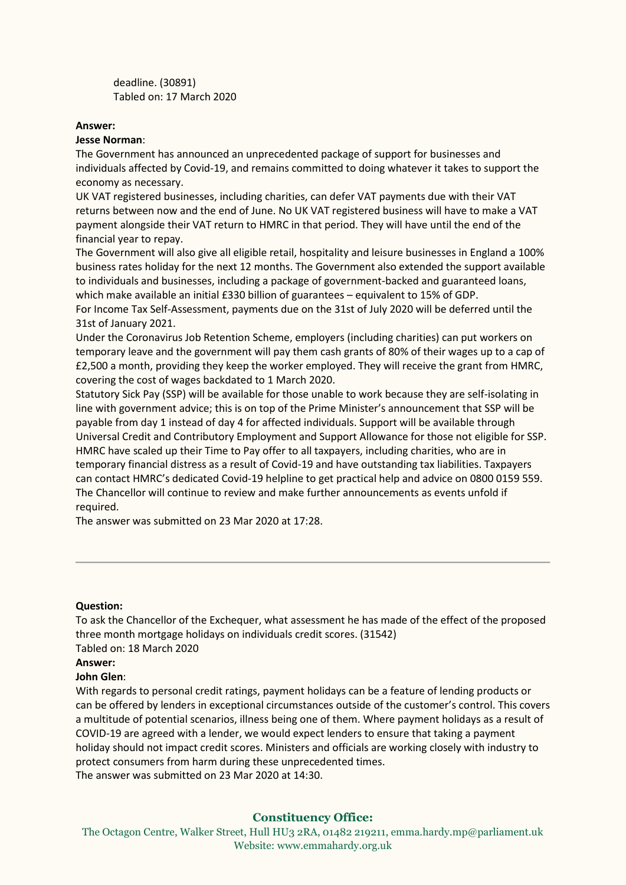deadline. (30891)
Tabled on: 17 March 2020

**Answer:**

**Jesse Norman**:

The Government has announced an unprecedented package of support for businesses and individuals affected by Covid-19, and remains committed to doing whatever it takes to support the economy as necessary.

UK VAT registered businesses, including charities, can defer VAT payments due with their VAT returns between now and the end of June. No UK VAT registered business will have to make a VAT payment alongside their VAT return to HMRC in that period. They will have until the end of the financial year to repay.

The Government will also give all eligible retail, hospitality and leisure businesses in England a 100% business rates holiday for the next 12 months. The Government also extended the support available to individuals and businesses, including a package of government-backed and guaranteed loans, which make available an initial £330 billion of guarantees – equivalent to 15% of GDP.

For Income Tax Self-Assessment, payments due on the 31st of July 2020 will be deferred until the 31st of January 2021.

Under the Coronavirus Job Retention Scheme, employers (including charities) can put workers on temporary leave and the government will pay them cash grants of 80% of their wages up to a cap of £2,500 a month, providing they keep the worker employed. They will receive the grant from HMRC, covering the cost of wages backdated to 1 March 2020.

Statutory Sick Pay (SSP) will be available for those unable to work because they are self-isolating in line with government advice; this is on top of the Prime Minister's announcement that SSP will be payable from day 1 instead of day 4 for affected individuals. Support will be available through Universal Credit and Contributory Employment and Support Allowance for those not eligible for SSP.

HMRC have scaled up their Time to Pay offer to all taxpayers, including charities, who are in temporary financial distress as a result of Covid-19 and have outstanding tax liabilities. Taxpayers can contact HMRC's dedicated Covid-19 helpline to get practical help and advice on 0800 0159 559.

The Chancellor will continue to review and make further announcements as events unfold if required.

The answer was submitted on 23 Mar 2020 at 17:28.

---

**Question:**

To ask the Chancellor of the Exchequer, what assessment he has made of the effect of the proposed three month mortgage holidays on individuals credit scores. (31542)

Tabled on: 18 March 2020

**Answer:**

**John Glen**:

With regards to personal credit ratings, payment holidays can be a feature of lending products or can be offered by lenders in exceptional circumstances outside of the customer's control. This covers a multitude of potential scenarios, illness being one of them. Where payment holidays as a result of COVID-19 are agreed with a lender, we would expect lenders to ensure that taking a payment holiday should not impact credit scores. Ministers and officials are working closely with industry to protect consumers from harm during these unprecedented times.

The answer was submitted on 23 Mar 2020 at 14:30.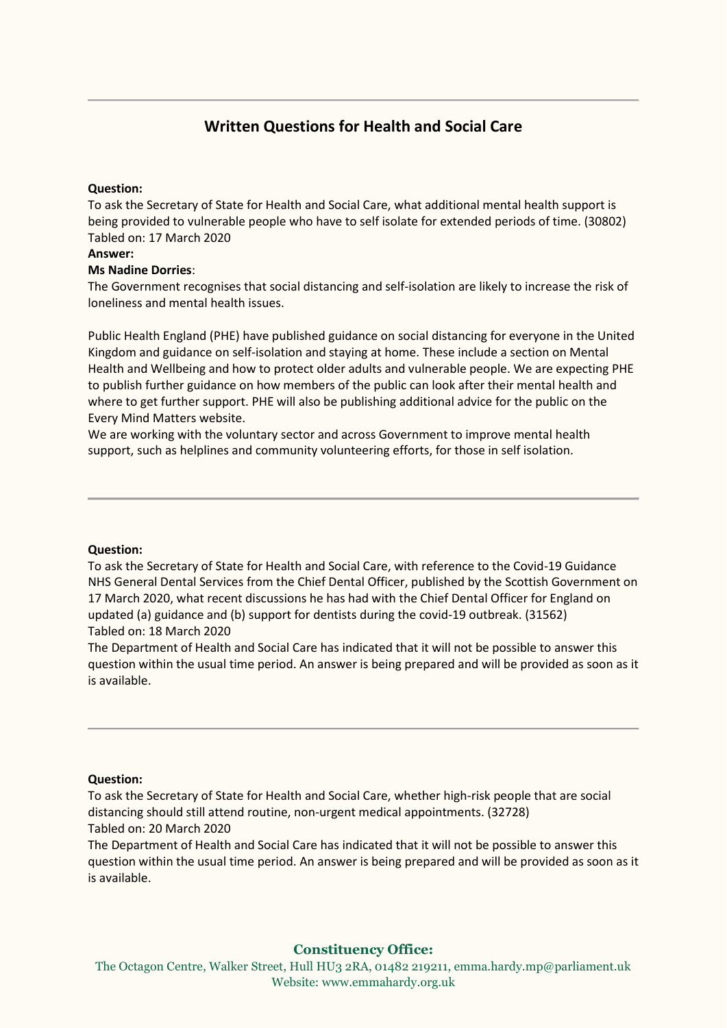## Written Questions for Health and Social Care

**Question:**
To ask the Secretary of State for Health and Social Care, what additional mental health support is being provided to vulnerable people who have to self isolate for extended periods of time. (30802)
Tabled on: 17 March 2020

**Answer:**

**Ms Nadine Dorries**:
The Government recognises that social distancing and self-isolation are likely to increase the risk of loneliness and mental health issues.

Public Health England (PHE) have published guidance on social distancing for everyone in the United Kingdom and guidance on self-isolation and staying at home. These include a section on Mental Health and Wellbeing and how to protect older adults and vulnerable people. We are expecting PHE to publish further guidance on how members of the public can look after their mental health and where to get further support. PHE will also be publishing additional advice for the public on the Every Mind Matters website.
We are working with the voluntary sector and across Government to improve mental health support, such as helplines and community volunteering efforts, for those in self isolation.

---

**Question:**
To ask the Secretary of State for Health and Social Care, with reference to the Covid-19 Guidance NHS General Dental Services from the Chief Dental Officer, published by the Scottish Government on 17 March 2020, what recent discussions he has had with the Chief Dental Officer for England on updated (a) guidance and (b) support for dentists during the covid-19 outbreak. (31562)
Tabled on: 18 March 2020
The Department of Health and Social Care has indicated that it will not be possible to answer this question within the usual time period. An answer is being prepared and will be provided as soon as it is available.

---

**Question:**
To ask the Secretary of State for Health and Social Care, whether high-risk people that are social distancing should still attend routine, non-urgent medical appointments. (32728)
Tabled on: 20 March 2020
The Department of Health and Social Care has indicated that it will not be possible to answer this question within the usual time period. An answer is being prepared and will be provided as soon as it is available.

**Constituency Office:**
The Octagon Centre, Walker Street, Hull HU3 2RA, 01482 219211, emma.hardy.mp@parliament.uk
Website: www.emmahardy.org.uk